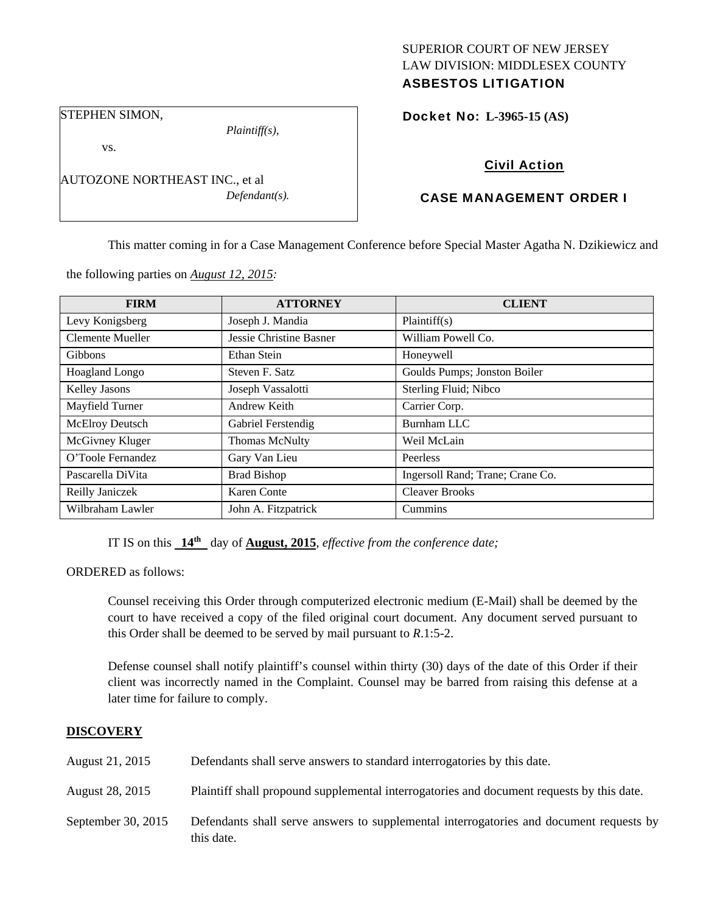SUPERIOR COURT OF NEW JERSEY
LAW DIVISION: MIDDLESEX COUNTY
**ASBESTOS LITIGATION**

STEPHEN SIMON,
*Plaintiff(s),*

vs.

AUTOZONE NORTHEAST INC., et al
*Defendant(s).*

**Docket No: L-3965-15 (AS)**

**Civil Action**

**CASE MANAGEMENT ORDER I**

This matter coming in for a Case Management Conference before Special Master Agatha N. Dzikiewicz and the following parties on *August 12, 2015:*

| FIRM | ATTORNEY | CLIENT |
|---|---|---|
| Levy Konigsberg | Joseph J. Mandia | Plaintiff(s) |
| Clemente Mueller | Jessie Christine Basner | William Powell Co. |
| Gibbons | Ethan Stein | Honeywell |
| Hoagland Longo | Steven F. Satz | Goulds Pumps; Jonston Boiler |
| Kelley Jasons | Joseph Vassalotti | Sterling Fluid; Nibco |
| Mayfield Turner | Andrew Keith | Carrier Corp. |
| McElroy Deutsch | Gabriel Ferstendig | Burnham LLC |
| McGivney Kluger | Thomas McNulty | Weil McLain |
| O'Toole Fernandez | Gary Van Lieu | Peerless |
| Pascarella DiVita | Brad Bishop | Ingersoll Rand; Trane; Crane Co. |
| Reilly Janiczek | Karen Conte | Cleaver Brooks |
| Wilbraham Lawler | John A. Fitzpatrick | Cummins |

IT IS on this **14th** day of **August, 2015**, *effective from the conference date;*

ORDERED as follows:

Counsel receiving this Order through computerized electronic medium (E-Mail) shall be deemed by the court to have received a copy of the filed original court document. Any document served pursuant to this Order shall be deemed to be served by mail pursuant to *R*.1:5-2.

Defense counsel shall notify plaintiff's counsel within thirty (30) days of the date of this Order if their client was incorrectly named in the Complaint. Counsel may be barred from raising this defense at a later time for failure to comply.

## DISCOVERY

| | |
|---|---|
| August 21, 2015 | Defendants shall serve answers to standard interrogatories by this date. |
| August 28, 2015 | Plaintiff shall propound supplemental interrogatories and document requests by this date. |
| September 30, 2015 | Defendants shall serve answers to supplemental interrogatories and document requests by this date. |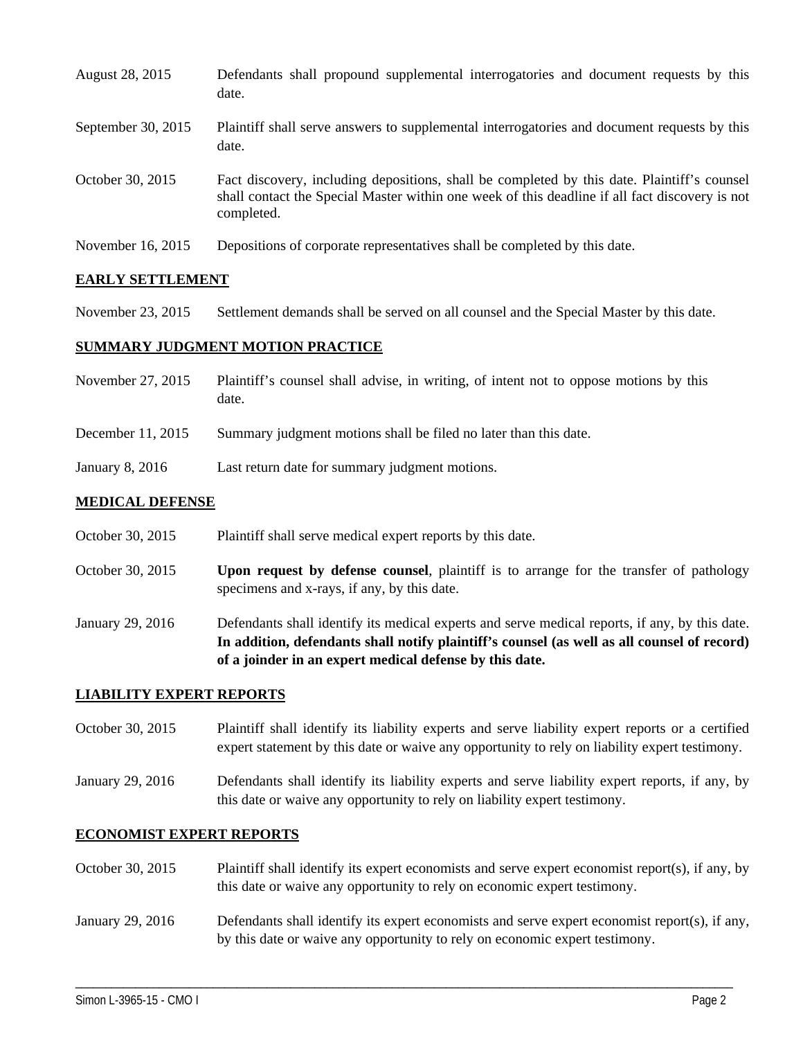| | |
|---|---|
| August 28, 2015 | Defendants shall propound supplemental interrogatories and document requests by this date. |
| September 30, 2015 | Plaintiff shall serve answers to supplemental interrogatories and document requests by this date. |
| October 30, 2015 | Fact discovery, including depositions, shall be completed by this date. Plaintiff's counsel shall contact the Special Master within one week of this deadline if all fact discovery is not completed. |
| November 16, 2015 | Depositions of corporate representatives shall be completed by this date. |

**EARLY SETTLEMENT**

| | |
|---|---|
| November 23, 2015 | Settlement demands shall be served on all counsel and the Special Master by this date. |

**SUMMARY JUDGMENT MOTION PRACTICE**

| | |
|---|---|
| November 27, 2015 | Plaintiff's counsel shall advise, in writing, of intent not to oppose motions by this date. |
| December 11, 2015 | Summary judgment motions shall be filed no later than this date. |
| January 8, 2016 | Last return date for summary judgment motions. |

**MEDICAL DEFENSE**

| | |
|---|---|
| October 30, 2015 | Plaintiff shall serve medical expert reports by this date. |
| October 30, 2015 | **Upon request by defense counsel**, plaintiff is to arrange for the transfer of pathology specimens and x-rays, if any, by this date. |
| January 29, 2016 | Defendants shall identify its medical experts and serve medical reports, if any, by this date. **In addition, defendants shall notify plaintiff's counsel (as well as all counsel of record) of a joinder in an expert medical defense by this date.** |

**LIABILITY EXPERT REPORTS**

| | |
|---|---|
| October 30, 2015 | Plaintiff shall identify its liability experts and serve liability expert reports or a certified expert statement by this date or waive any opportunity to rely on liability expert testimony. |
| January 29, 2016 | Defendants shall identify its liability experts and serve liability expert reports, if any, by this date or waive any opportunity to rely on liability expert testimony. |

**ECONOMIST EXPERT REPORTS**

| | |
|---|---|
| October 30, 2015 | Plaintiff shall identify its expert economists and serve expert economist report(s), if any, by this date or waive any opportunity to rely on economic expert testimony. |
| January 29, 2016 | Defendants shall identify its expert economists and serve expert economist report(s), if any, by this date or waive any opportunity to rely on economic expert testimony. |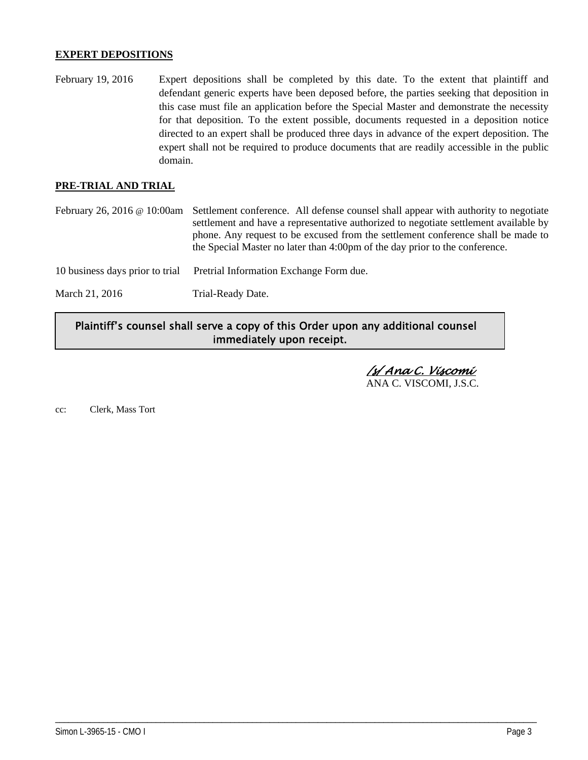**EXPERT DEPOSITIONS**

| | |
|---|---|
| February 19, 2016 | Expert depositions shall be completed by this date. To the extent that plaintiff and defendant generic experts have been deposed before, the parties seeking that deposition in this case must file an application before the Special Master and demonstrate the necessity for that deposition. To the extent possible, documents requested in a deposition notice directed to an expert shall be produced three days in advance of the expert deposition. The expert shall not be required to produce documents that are readily accessible in the public domain. |

**PRE-TRIAL AND TRIAL**

| | |
|---|---|
| February 26, 2016 @ 10:00am | Settlement conference. All defense counsel shall appear with authority to negotiate settlement and have a representative authorized to negotiate settlement available by phone. Any request to be excused from the settlement conference shall be made to the Special Master no later than 4:00pm of the day prior to the conference. |
| 10 business days prior to trial | Pretrial Information Exchange Form due. |
| March 21, 2016 | Trial-Ready Date. |

**Plaintiff's counsel shall serve a copy of this Order upon any additional counsel immediately upon receipt.**

/s/ Ana C. Viscomi
ANA C. VISCOMI, J.S.C.

cc: Clerk, Mass Tort

Simon L-3965-15 - CMO I